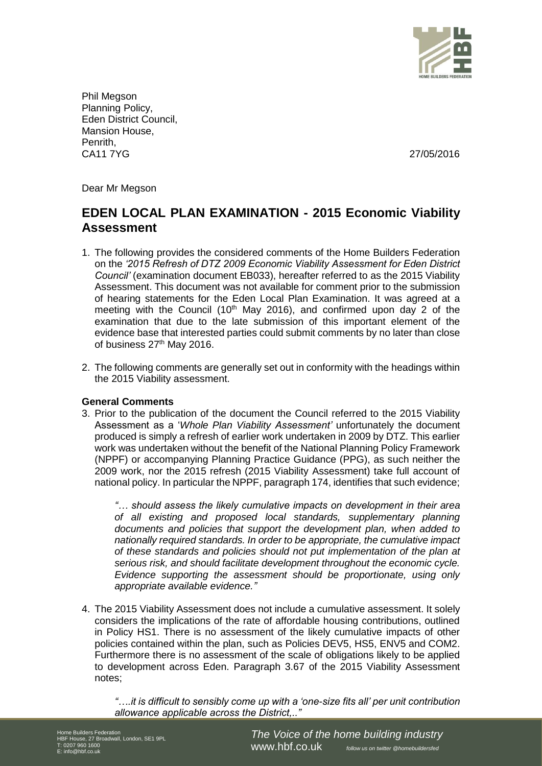Phil Megson
Planning Policy,
Eden District Council,
Mansion House,
Penrith,
CA11 7YG

27/05/2016

Dear Mr Megson

## EDEN LOCAL PLAN EXAMINATION - 2015 Economic Viability Assessment

1. The following provides the considered comments of the Home Builders Federation on the *'2015 Refresh of DTZ 2009 Economic Viability Assessment for Eden District Council'* (examination document EB033), hereafter referred to as the 2015 Viability Assessment. This document was not available for comment prior to the submission of hearing statements for the Eden Local Plan Examination. It was agreed at a meeting with the Council (10th May 2016), and confirmed upon day 2 of the examination that due to the late submission of this important element of the evidence base that interested parties could submit comments by no later than close of business 27th May 2016.

2. The following comments are generally set out in conformity with the headings within the 2015 Viability assessment.

**General Comments**

3. Prior to the publication of the document the Council referred to the 2015 Viability Assessment as a '*Whole Plan Viability Assessment'* unfortunately the document produced is simply a refresh of earlier work undertaken in 2009 by DTZ. This earlier work was undertaken without the benefit of the National Planning Policy Framework (NPPF) or accompanying Planning Practice Guidance (PPG), as such neither the 2009 work, nor the 2015 refresh (2015 Viability Assessment) take full account of national policy. In particular the NPPF, paragraph 174, identifies that such evidence;

   *"… should assess the likely cumulative impacts on development in their area of all existing and proposed local standards, supplementary planning documents and policies that support the development plan, when added to nationally required standards. In order to be appropriate, the cumulative impact of these standards and policies should not put implementation of the plan at serious risk, and should facilitate development throughout the economic cycle. Evidence supporting the assessment should be proportionate, using only appropriate available evidence."*

4. The 2015 Viability Assessment does not include a cumulative assessment. It solely considers the implications of the rate of affordable housing contributions, outlined in Policy HS1. There is no assessment of the likely cumulative impacts of other policies contained within the plan, such as Policies DEV5, HS5, ENV5 and COM2. Furthermore there is no assessment of the scale of obligations likely to be applied to development across Eden. Paragraph 3.67 of the 2015 Viability Assessment notes;

   *"….it is difficult to sensibly come up with a 'one-size fits all' per unit contribution allowance applicable across the District,.."*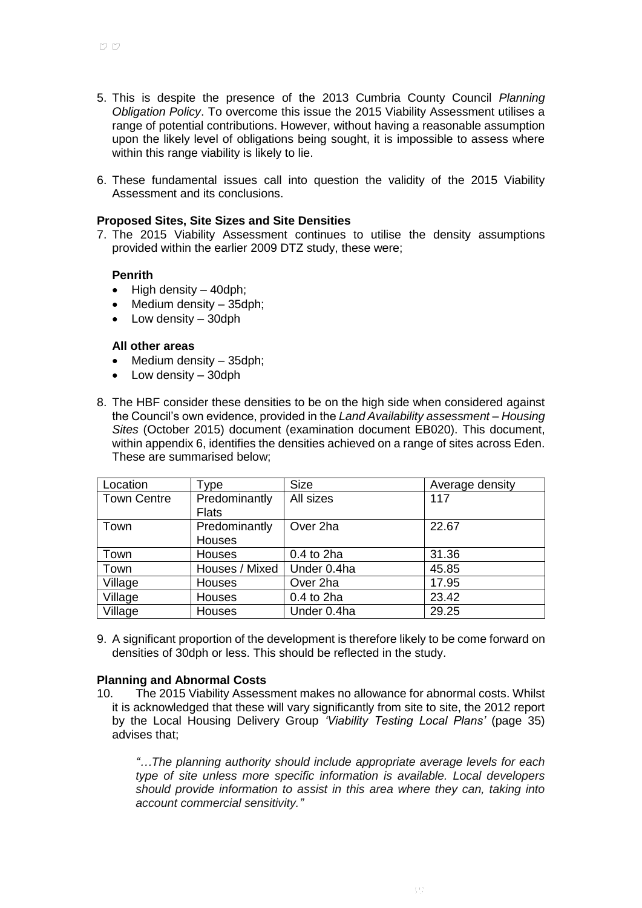5. This is despite the presence of the 2013 Cumbria County Council *Planning Obligation Policy*. To overcome this issue the 2015 Viability Assessment utilises a range of potential contributions. However, without having a reasonable assumption upon the likely level of obligations being sought, it is impossible to assess where within this range viability is likely to lie.

6. These fundamental issues call into question the validity of the 2015 Viability Assessment and its conclusions.

**Proposed Sites, Site Sizes and Site Densities**

7. The 2015 Viability Assessment continues to utilise the density assumptions provided within the earlier 2009 DTZ study, these were;

   **Penrith**
   - High density – 40dph;
   - Medium density – 35dph;
   - Low density – 30dph

   **All other areas**
   - Medium density – 35dph;
   - Low density – 30dph

8. The HBF consider these densities to be on the high side when considered against the Council's own evidence, provided in the *Land Availability assessment – Housing Sites* (October 2015) document (examination document EB020). This document, within appendix 6, identifies the densities achieved on a range of sites across Eden. These are summarised below;

| Location | Type | Size | Average density |
|---|---|---|---|
| Town Centre | Predominantly Flats | All sizes | 117 |
| Town | Predominantly Houses | Over 2ha | 22.67 |
| Town | Houses | 0.4 to 2ha | 31.36 |
| Town | Houses / Mixed | Under 0.4ha | 45.85 |
| Village | Houses | Over 2ha | 17.95 |
| Village | Houses | 0.4 to 2ha | 23.42 |
| Village | Houses | Under 0.4ha | 29.25 |

9. A significant proportion of the development is therefore likely to be come forward on densities of 30dph or less. This should be reflected in the study.

**Planning and Abnormal Costs**

10. The 2015 Viability Assessment makes no allowance for abnormal costs. Whilst it is acknowledged that these will vary significantly from site to site, the 2012 report by the Local Housing Delivery Group *'Viability Testing Local Plans'* (page 35) advises that;

    *"…The planning authority should include appropriate average levels for each type of site unless more specific information is available. Local developers should provide information to assist in this area where they can, taking into account commercial sensitivity."*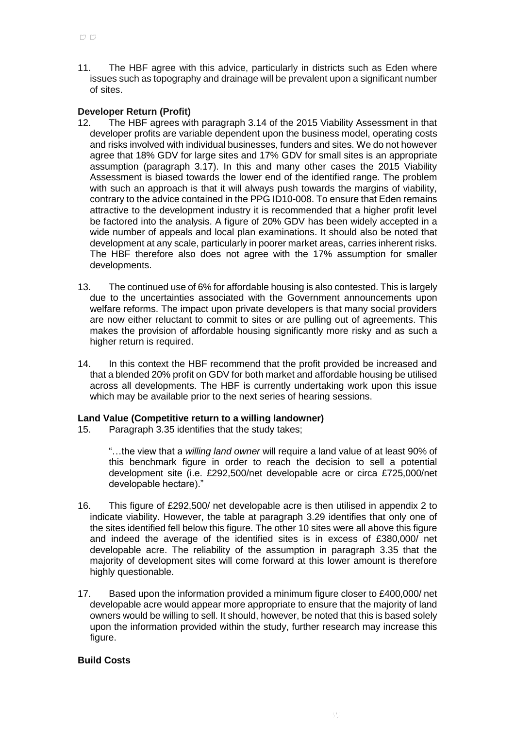11. The HBF agree with this advice, particularly in districts such as Eden where issues such as topography and drainage will be prevalent upon a significant number of sites.

**Developer Return (Profit)**

12. The HBF agrees with paragraph 3.14 of the 2015 Viability Assessment in that developer profits are variable dependent upon the business model, operating costs and risks involved with individual businesses, funders and sites. We do not however agree that 18% GDV for large sites and 17% GDV for small sites is an appropriate assumption (paragraph 3.17). In this and many other cases the 2015 Viability Assessment is biased towards the lower end of the identified range. The problem with such an approach is that it will always push towards the margins of viability, contrary to the advice contained in the PPG ID10-008. To ensure that Eden remains attractive to the development industry it is recommended that a higher profit level be factored into the analysis. A figure of 20% GDV has been widely accepted in a wide number of appeals and local plan examinations. It should also be noted that development at any scale, particularly in poorer market areas, carries inherent risks. The HBF therefore also does not agree with the 17% assumption for smaller developments.

13. The continued use of 6% for affordable housing is also contested. This is largely due to the uncertainties associated with the Government announcements upon welfare reforms. The impact upon private developers is that many social providers are now either reluctant to commit to sites or are pulling out of agreements. This makes the provision of affordable housing significantly more risky and as such a higher return is required.

14. In this context the HBF recommend that the profit provided be increased and that a blended 20% profit on GDV for both market and affordable housing be utilised across all developments. The HBF is currently undertaking work upon this issue which may be available prior to the next series of hearing sessions.

**Land Value (Competitive return to a willing landowner)**

15. Paragraph 3.35 identifies that the study takes;

> "…the view that a *willing land owner* will require a land value of at least 90% of this benchmark figure in order to reach the decision to sell a potential development site (i.e. £292,500/net developable acre or circa £725,000/net developable hectare)."

16. This figure of £292,500/ net developable acre is then utilised in appendix 2 to indicate viability. However, the table at paragraph 3.29 identifies that only one of the sites identified fell below this figure. The other 10 sites were all above this figure and indeed the average of the identified sites is in excess of £380,000/ net developable acre. The reliability of the assumption in paragraph 3.35 that the majority of development sites will come forward at this lower amount is therefore highly questionable.

17. Based upon the information provided a minimum figure closer to £400,000/ net developable acre would appear more appropriate to ensure that the majority of land owners would be willing to sell. It should, however, be noted that this is based solely upon the information provided within the study, further research may increase this figure.

**Build Costs**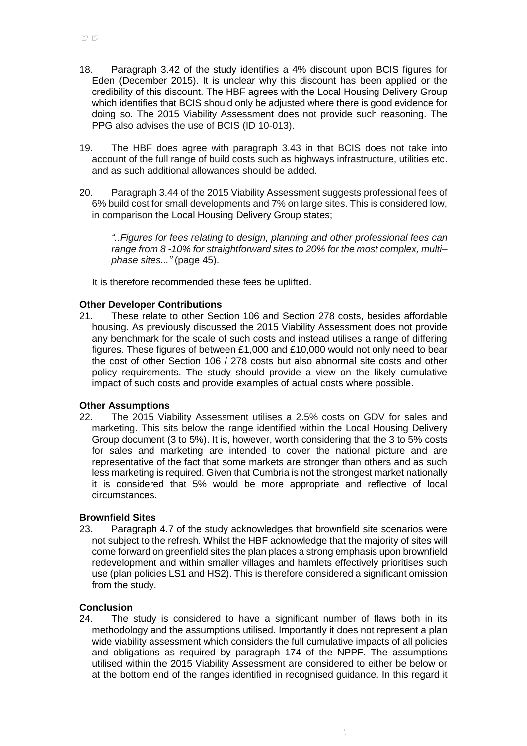18. Paragraph 3.42 of the study identifies a 4% discount upon BCIS figures for Eden (December 2015). It is unclear why this discount has been applied or the credibility of this discount. The HBF agrees with the Local Housing Delivery Group which identifies that BCIS should only be adjusted where there is good evidence for doing so. The 2015 Viability Assessment does not provide such reasoning. The PPG also advises the use of BCIS (ID 10-013).

19. The HBF does agree with paragraph 3.43 in that BCIS does not take into account of the full range of build costs such as highways infrastructure, utilities etc. and as such additional allowances should be added.

20. Paragraph 3.44 of the 2015 Viability Assessment suggests professional fees of 6% build cost for small developments and 7% on large sites. This is considered low, in comparison the Local Housing Delivery Group states;

> *"..Figures for fees relating to design, planning and other professional fees can range from 8 -10% for straightforward sites to 20% for the most complex, multi–phase sites..."* (page 45).

It is therefore recommended these fees be uplifted.

**Other Developer Contributions**

21. These relate to other Section 106 and Section 278 costs, besides affordable housing. As previously discussed the 2015 Viability Assessment does not provide any benchmark for the scale of such costs and instead utilises a range of differing figures. These figures of between £1,000 and £10,000 would not only need to bear the cost of other Section 106 / 278 costs but also abnormal site costs and other policy requirements. The study should provide a view on the likely cumulative impact of such costs and provide examples of actual costs where possible.

**Other Assumptions**

22. The 2015 Viability Assessment utilises a 2.5% costs on GDV for sales and marketing. This sits below the range identified within the Local Housing Delivery Group document (3 to 5%). It is, however, worth considering that the 3 to 5% costs for sales and marketing are intended to cover the national picture and are representative of the fact that some markets are stronger than others and as such less marketing is required. Given that Cumbria is not the strongest market nationally it is considered that 5% would be more appropriate and reflective of local circumstances.

**Brownfield Sites**

23. Paragraph 4.7 of the study acknowledges that brownfield site scenarios were not subject to the refresh. Whilst the HBF acknowledge that the majority of sites will come forward on greenfield sites the plan places a strong emphasis upon brownfield redevelopment and within smaller villages and hamlets effectively prioritises such use (plan policies LS1 and HS2). This is therefore considered a significant omission from the study.

**Conclusion**

24. The study is considered to have a significant number of flaws both in its methodology and the assumptions utilised. Importantly it does not represent a plan wide viability assessment which considers the full cumulative impacts of all policies and obligations as required by paragraph 174 of the NPPF. The assumptions utilised within the 2015 Viability Assessment are considered to either be below or at the bottom end of the ranges identified in recognised guidance. In this regard it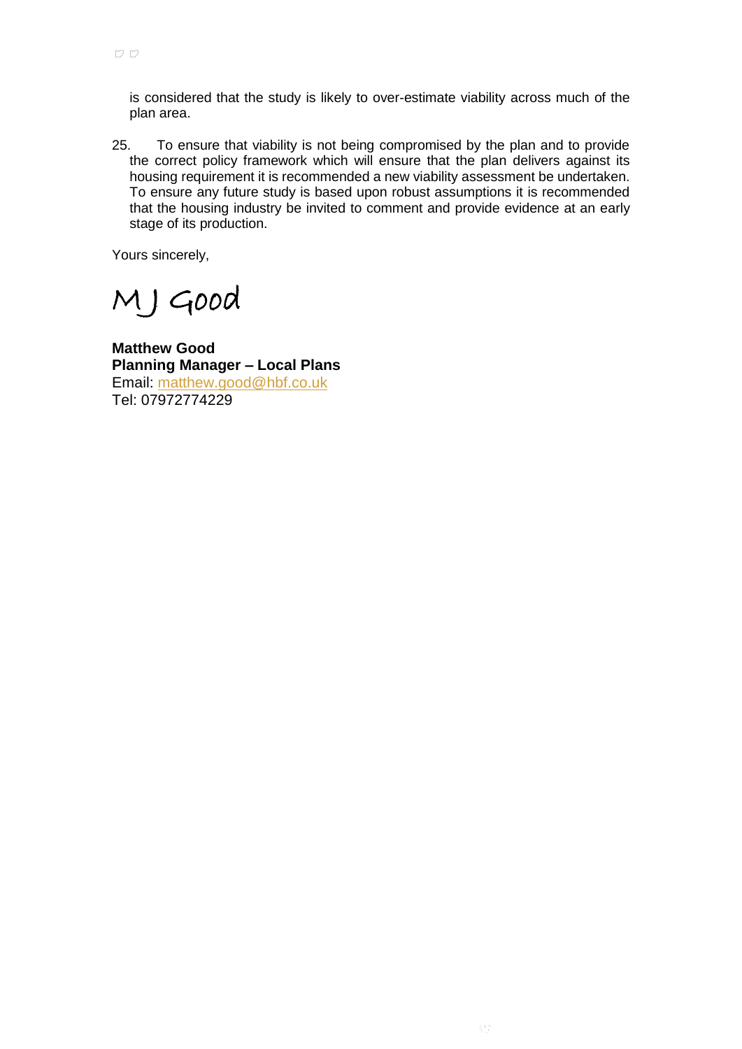is considered that the study is likely to over-estimate viability across much of the plan area.

25. To ensure that viability is not being compromised by the plan and to provide the correct policy framework which will ensure that the plan delivers against its housing requirement it is recommended a new viability assessment be undertaken. To ensure any future study is based upon robust assumptions it is recommended that the housing industry be invited to comment and provide evidence at an early stage of its production.

Yours sincerely,

MJ Good

**Matthew Good**
**Planning Manager – Local Plans**
Email: matthew.good@hbf.co.uk
Tel: 07972774229